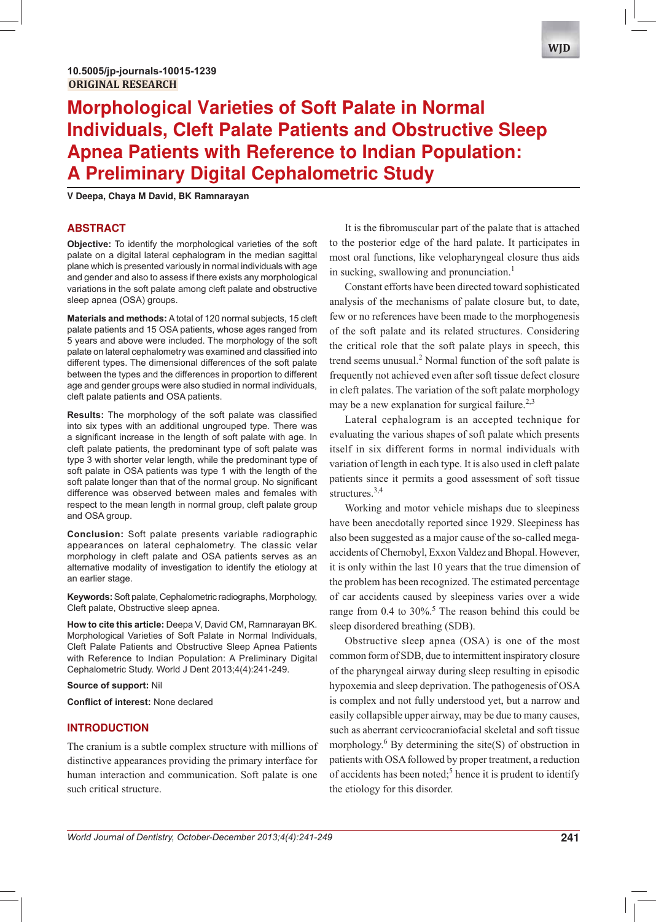10.5005/jp-journals-10015-1239

ORIGINAL RESEARCH

# Morphological Varieties of Soft Palate in Normal Individuals, Cleft Palate Patients and Obstructive Sleep Apnea Patients with Reference to Indian Population: A Preliminary Digital Cephalometric Study

**V Deepa, Chaya M David, BK Ramnarayan**

## ABSTRACT

**Objective:** To identify the morphological varieties of the soft palate on a digital lateral cephalogram in the median sagittal plane which is presented variously in normal individuals with age and gender and also to assess if there exists any morphological variations in the soft palate among cleft palate and obstructive sleep apnea (OSA) groups.

**Materials and methods:** A total of 120 normal subjects, 15 cleft palate patients and 15 OSA patients, whose ages ranged from 5 years and above were included. The morphology of the soft palate on lateral cephalometry was examined and classified into different types. The dimensional differences of the soft palate between the types and the differences in proportion to different age and gender groups were also studied in normal individuals, cleft palate patients and OSA patients.

**Results:** The morphology of the soft palate was classified into six types with an additional ungrouped type. There was a significant increase in the length of soft palate with age. In cleft palate patients, the predominant type of soft palate was type 3 with shorter velar length, while the predominant type of soft palate in OSA patients was type 1 with the length of the soft palate longer than that of the normal group. No significant difference was observed between males and females with respect to the mean length in normal group, cleft palate group and OSA group.

**Conclusion:** Soft palate presents variable radiographic appearances on lateral cephalometry. The classic velar morphology in cleft palate and OSA patients serves as an alternative modality of investigation to identify the etiology at an earlier stage.

**Keywords:** Soft palate, Cephalometric radiographs, Morphology, Cleft palate, Obstructive sleep apnea.

**How to cite this article:** Deepa V, David CM, Ramnarayan BK. Morphological Varieties of Soft Palate in Normal Individuals, Cleft Palate Patients and Obstructive Sleep Apnea Patients with Reference to Indian Population: A Preliminary Digital Cephalometric Study. World J Dent 2013;4(4):241-249.

**Source of support:** Nil

**Conflict of interest:** None declared

## INTRODUCTION

The cranium is a subtle complex structure with millions of distinctive appearances providing the primary interface for human interaction and communication. Soft palate is one such critical structure.

It is the fibromuscular part of the palate that is attached to the posterior edge of the hard palate. It participates in most oral functions, like velopharyngeal closure thus aids in sucking, swallowing and pronunciation.[1]

Constant efforts have been directed toward sophisticated analysis of the mechanisms of palate closure but, to date, few or no references have been made to the morphogenesis of the soft palate and its related structures. Considering the critical role that the soft palate plays in speech, this trend seems unusual.[2] Normal function of the soft palate is frequently not achieved even after soft tissue defect closure in cleft palates. The variation of the soft palate morphology may be a new explanation for surgical failure.[2,3]

Lateral cephalogram is an accepted technique for evaluating the various shapes of soft palate which presents itself in six different forms in normal individuals with variation of length in each type. It is also used in cleft palate patients since it permits a good assessment of soft tissue structures.[3,4]

Working and motor vehicle mishaps due to sleepiness have been anecdotally reported since 1929. Sleepiness has also been suggested as a major cause of the so-called mega-accidents of Chernobyl, Exxon Valdez and Bhopal. However, it is only within the last 10 years that the true dimension of the problem has been recognized. The estimated percentage of car accidents caused by sleepiness varies over a wide range from 0.4 to 30%.[5] The reason behind this could be sleep disordered breathing (SDB).

Obstructive sleep apnea (OSA) is one of the most common form of SDB, due to intermittent inspiratory closure of the pharyngeal airway during sleep resulting in episodic hypoxemia and sleep deprivation. The pathogenesis of OSA is complex and not fully understood yet, but a narrow and easily collapsible upper airway, may be due to many causes, such as aberrant cervicocraniofacial skeletal and soft tissue morphology.[6] By determining the site(S) of obstruction in patients with OSA followed by proper treatment, a reduction of accidents has been noted;[5] hence it is prudent to identify the etiology for this disorder.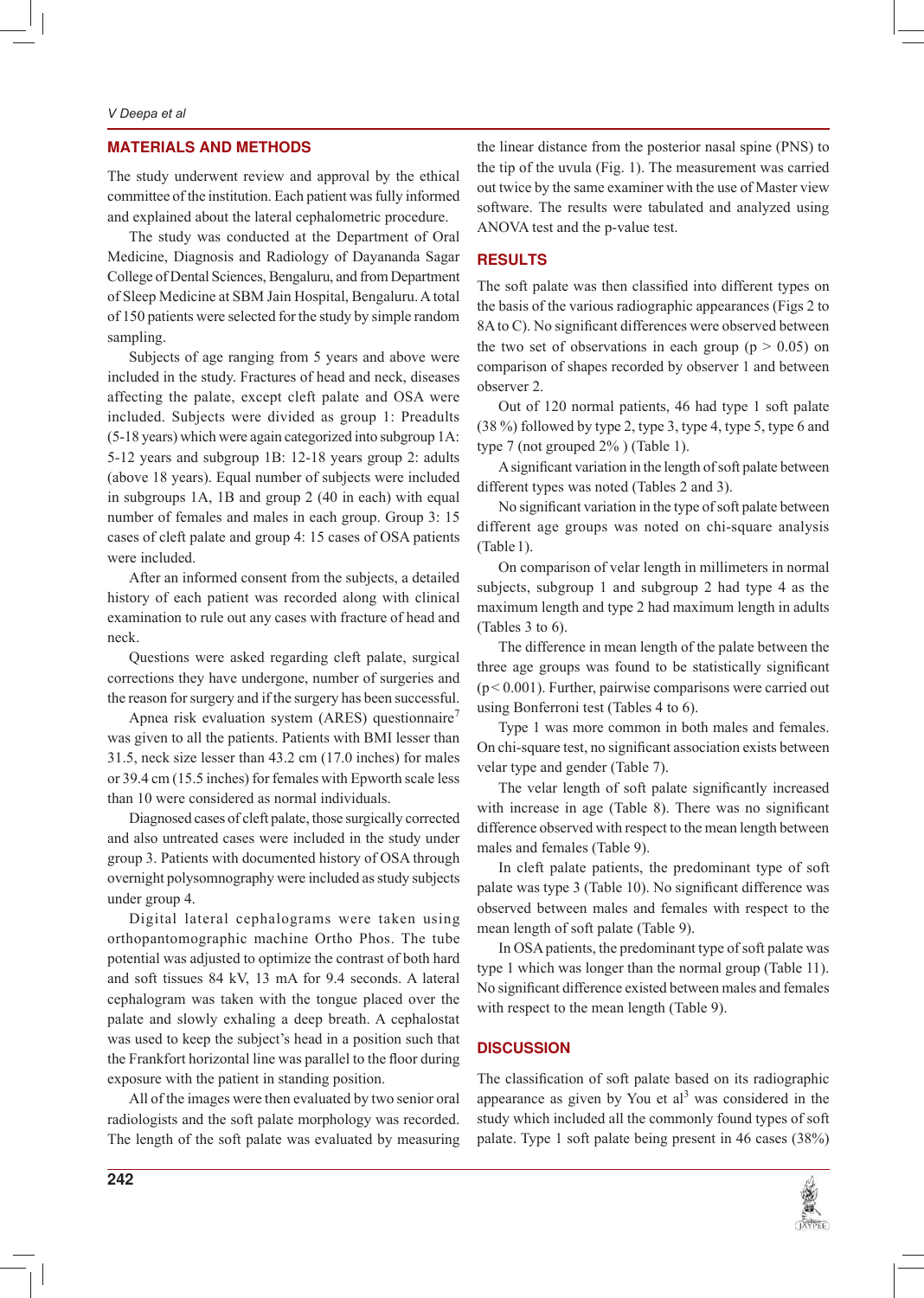## MATERIALS AND METHODS

The study underwent review and approval by the ethical committee of the institution. Each patient was fully informed and explained about the lateral cephalometric procedure.

The study was conducted at the Department of Oral Medicine, Diagnosis and Radiology of Dayananda Sagar College of Dental Sciences, Bengaluru, and from Department of Sleep Medicine at SBM Jain Hospital, Bengaluru. A total of 150 patients were selected for the study by simple random sampling.

Subjects of age ranging from 5 years and above were included in the study. Fractures of head and neck, diseases affecting the palate, except cleft palate and OSA were included. Subjects were divided as group 1: Preadults (5-18 years) which were again categorized into subgroup 1A: 5-12 years and subgroup 1B: 12-18 years group 2: adults (above 18 years). Equal number of subjects were included in subgroups 1A, 1B and group 2 (40 in each) with equal number of females and males in each group. Group 3: 15 cases of cleft palate and group 4: 15 cases of OSA patients were included.

After an informed consent from the subjects, a detailed history of each patient was recorded along with clinical examination to rule out any cases with fracture of head and neck.

Questions were asked regarding cleft palate, surgical corrections they have undergone, number of surgeries and the reason for surgery and if the surgery has been successful.

Apnea risk evaluation system (ARES) questionnaire[7] was given to all the patients. Patients with BMI lesser than 31.5, neck size lesser than 43.2 cm (17.0 inches) for males or 39.4 cm (15.5 inches) for females with Epworth scale less than 10 were considered as normal individuals.

Diagnosed cases of cleft palate, those surgically corrected and also untreated cases were included in the study under group 3. Patients with documented history of OSA through overnight polysomnography were included as study subjects under group 4.

Digital lateral cephalograms were taken using orthopantomographic machine Ortho Phos. The tube potential was adjusted to optimize the contrast of both hard and soft tissues 84 kV, 13 mA for 9.4 seconds. A lateral cephalogram was taken with the tongue placed over the palate and slowly exhaling a deep breath. A cephalostat was used to keep the subject's head in a position such that the Frankfort horizontal line was parallel to the floor during exposure with the patient in standing position.

All of the images were then evaluated by two senior oral radiologists and the soft palate morphology was recorded. The length of the soft palate was evaluated by measuring the linear distance from the posterior nasal spine (PNS) to the tip of the uvula (Fig. 1). The measurement was carried out twice by the same examiner with the use of Master view software. The results were tabulated and analyzed using ANOVA test and the p-value test.

## RESULTS

The soft palate was then classified into different types on the basis of the various radiographic appearances (Figs 2 to 8A to C). No significant differences were observed between the two set of observations in each group ($p > 0.05$) on comparison of shapes recorded by observer 1 and between observer 2.

Out of 120 normal patients, 46 had type 1 soft palate (38 %) followed by type 2, type 3, type 4, type 5, type 6 and type 7 (not grouped 2% ) (Table 1).

A significant variation in the length of soft palate between different types was noted (Tables 2 and 3).

No significant variation in the type of soft palate between different age groups was noted on chi-square analysis (Table 1).

On comparison of velar length in millimeters in normal subjects, subgroup 1 and subgroup 2 had type 4 as the maximum length and type 2 had maximum length in adults (Tables 3 to 6).

The difference in mean length of the palate between the three age groups was found to be statistically significant ($p < 0.001$). Further, pairwise comparisons were carried out using Bonferroni test (Tables 4 to 6).

Type 1 was more common in both males and females. On chi-square test, no significant association exists between velar type and gender (Table 7).

The velar length of soft palate significantly increased with increase in age (Table 8). There was no significant difference observed with respect to the mean length between males and females (Table 9).

In cleft palate patients, the predominant type of soft palate was type 3 (Table 10). No significant difference was observed between males and females with respect to the mean length of soft palate (Table 9).

In OSA patients, the predominant type of soft palate was type 1 which was longer than the normal group (Table 11). No significant difference existed between males and females with respect to the mean length (Table 9).

## DISCUSSION

The classification of soft palate based on its radiographic appearance as given by You et al[3] was considered in the study which included all the commonly found types of soft palate. Type 1 soft palate being present in 46 cases (38%)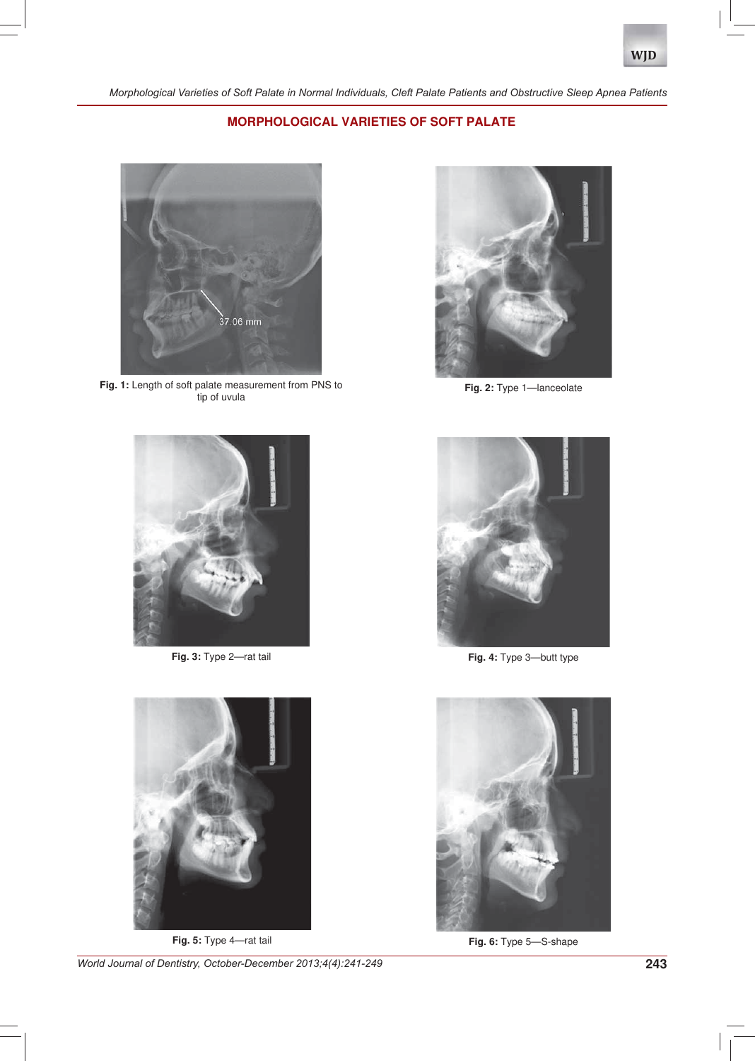## MORPHOLOGICAL VARIETIES OF SOFT PALATE

**Fig. 1:** Length of soft palate measurement from PNS to tip of uvula

**Fig. 2:** Type 1—lanceolate

**Fig. 3:** Type 2—rat tail

**Fig. 4:** Type 3—butt type

**Fig. 5:** Type 4—rat tail

**Fig. 6:** Type 5—S-shape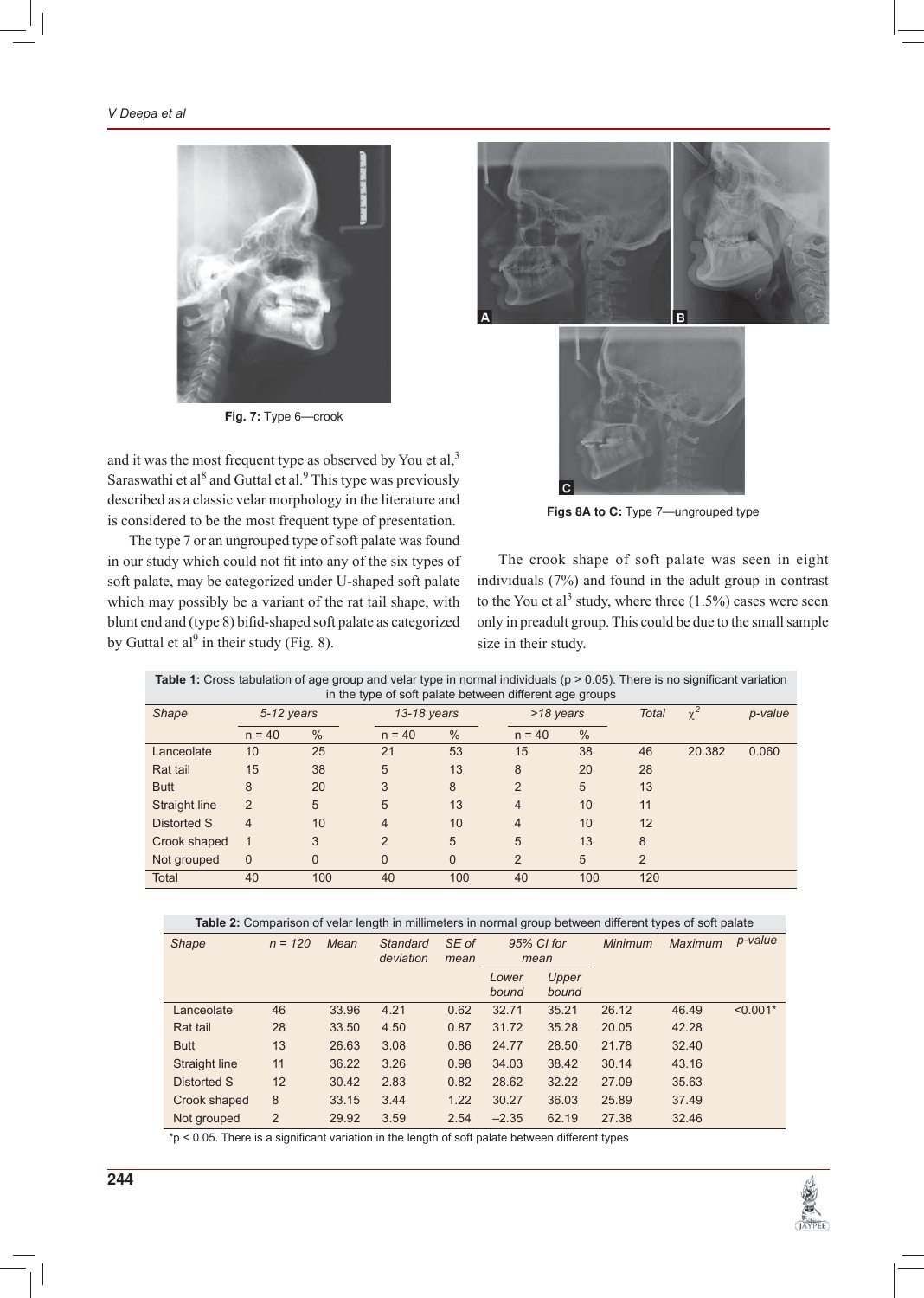Fig. 7: Type 6—crook

and it was the most frequent type as observed by You et al,[3] Saraswathi et al[8] and Guttal et al.[9] This type was previously described as a classic velar morphology in the literature and is considered to be the most frequent type of presentation.

The type 7 or an ungrouped type of soft palate was found in our study which could not fit into any of the six types of soft palate, may be categorized under U-shaped soft palate which may possibly be a variant of the rat tail shape, with blunt end and (type 8) bifid-shaped soft palate as categorized by Guttal et al[9] in their study (Fig. 8).

Figs 8A to C: Type 7—ungrouped type

The crook shape of soft palate was seen in eight individuals (7%) and found in the adult group in contrast to the You et al[3] study, where three (1.5%) cases were seen only in preadult group. This could be due to the small sample size in their study.

**Table 1:** Cross tabulation of age group and velar type in normal individuals ($p > 0.05$). There is no significant variation in the type of soft palate between different age groups

| *Shape* | *5-12 years* | | *13-18 years* | | *>18 years* | | *Total* | $\chi^2$ | *p-value* |
|---|---|---|---|---|---|---|---|---|---|
| | n = 40 | % | n = 40 | % | n = 40 | % | | | |
| Lanceolate | 10 | 25 | 21 | 53 | 15 | 38 | 46 | 20.382 | 0.060 |
| Rat tail | 15 | 38 | 5 | 13 | 8 | 20 | 28 | | |
| Butt | 8 | 20 | 3 | 8 | 2 | 5 | 13 | | |
| Straight line | 2 | 5 | 5 | 13 | 4 | 10 | 11 | | |
| Distorted S | 4 | 10 | 4 | 10 | 4 | 10 | 12 | | |
| Crook shaped | 1 | 3 | 2 | 5 | 5 | 13 | 8 | | |
| Not grouped | 0 | 0 | 0 | 0 | 2 | 5 | 2 | | |
| Total | 40 | 100 | 40 | 100 | 40 | 100 | 120 | | |

**Table 2:** Comparison of velar length in millimeters in normal group between different types of soft palate

| *Shape* | *n = 120* | *Mean* | *Standard deviation* | *SE of mean* | *95% CI for mean* | | *Minimum* | *Maximum* | *p-value* |
|---|---|---|---|---|---|---|---|---|---|
| | | | | | *Lower bound* | *Upper bound* | | | |
| Lanceolate | 46 | 33.96 | 4.21 | 0.62 | 32.71 | 35.21 | 26.12 | 46.49 | <0.001* |
| Rat tail | 28 | 33.50 | 4.50 | 0.87 | 31.72 | 35.28 | 20.05 | 42.28 | |
| Butt | 13 | 26.63 | 3.08 | 0.86 | 24.77 | 28.50 | 21.78 | 32.40 | |
| Straight line | 11 | 36.22 | 3.26 | 0.98 | 34.03 | 38.42 | 30.14 | 43.16 | |
| Distorted S | 12 | 30.42 | 2.83 | 0.82 | 28.62 | 32.22 | 27.09 | 35.63 | |
| Crook shaped | 8 | 33.15 | 3.44 | 1.22 | 30.27 | 36.03 | 25.89 | 37.49 | |
| Not grouped | 2 | 29.92 | 3.59 | 2.54 | –2.35 | 62.19 | 27.38 | 32.46 | |

*$p < 0.05$. There is a significant variation in the length of soft palate between different types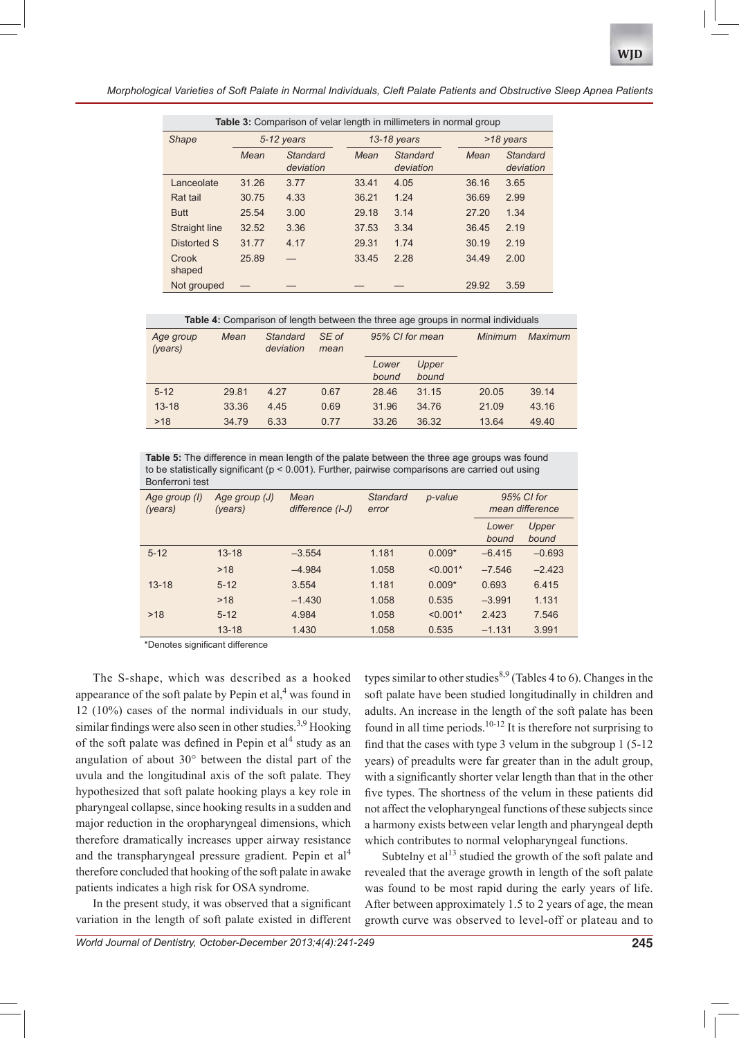**Table 3:** Comparison of velar length in millimeters in normal group

| Shape | 5-12 years | | 13-18 years | | >18 years | |
|---|---|---|---|---|---|---|
| | Mean | Standard deviation | Mean | Standard deviation | Mean | Standard deviation |
| Lanceolate | 31.26 | 3.77 | 33.41 | 4.05 | 36.16 | 3.65 |
| Rat tail | 30.75 | 4.33 | 36.21 | 1.24 | 36.69 | 2.99 |
| Butt | 25.54 | 3.00 | 29.18 | 3.14 | 27.20 | 1.34 |
| Straight line | 32.52 | 3.36 | 37.53 | 3.34 | 36.45 | 2.19 |
| Distorted S | 31.77 | 4.17 | 29.31 | 1.74 | 30.19 | 2.19 |
| Crook shaped | 25.89 | — | 33.45 | 2.28 | 34.49 | 2.00 |
| Not grouped | — | — | — | — | 29.92 | 3.59 |

**Table 4:** Comparison of length between the three age groups in normal individuals

| Age group (years) | Mean | Standard deviation | SE of mean | 95% CI for mean | | Minimum | Maximum |
|---|---|---|---|---|---|---|---|
| | | | | Lower bound | Upper bound | | |
| 5-12 | 29.81 | 4.27 | 0.67 | 28.46 | 31.15 | 20.05 | 39.14 |
| 13-18 | 33.36 | 4.45 | 0.69 | 31.96 | 34.76 | 21.09 | 43.16 |
| >18 | 34.79 | 6.33 | 0.77 | 33.26 | 36.32 | 13.64 | 49.40 |

**Table 5:** The difference in mean length of the palate between the three age groups was found to be statistically significant ($p < 0.001$). Further, pairwise comparisons are carried out using Bonferroni test

| Age group (I) (years) | Age group (J) (years) | Mean difference (I-J) | Standard error | p-value | 95% CI for mean difference | |
|---|---|---|---|---|---|---|
| | | | | | Lower bound | Upper bound |
| 5-12 | 13-18 | –3.554 | 1.181 | 0.009* | –6.415 | –0.693 |
| | >18 | –4.984 | 1.058 | <0.001* | –7.546 | –2.423 |
| 13-18 | 5-12 | 3.554 | 1.181 | 0.009* | 0.693 | 6.415 |
| | >18 | –1.430 | 1.058 | 0.535 | –3.991 | 1.131 |
| >18 | 5-12 | 4.984 | 1.058 | <0.001* | 2.423 | 7.546 |
| | 13-18 | 1.430 | 1.058 | 0.535 | –1.131 | 3.991 |

*Denotes significant difference

The S-shape, which was described as a hooked appearance of the soft palate by Pepin et al,[4] was found in 12 (10%) cases of the normal individuals in our study, similar findings were also seen in other studies.[3,9] Hooking of the soft palate was defined in Pepin et al[4] study as an angulation of about 30° between the distal part of the uvula and the longitudinal axis of the soft palate. They hypothesized that soft palate hooking plays a key role in pharyngeal collapse, since hooking results in a sudden and major reduction in the oropharyngeal dimensions, which therefore dramatically increases upper airway resistance and the transpharyngeal pressure gradient. Pepin et al[4] therefore concluded that hooking of the soft palate in awake patients indicates a high risk for OSA syndrome.

In the present study, it was observed that a significant variation in the length of soft palate existed in different types similar to other studies[8,9] (Tables 4 to 6). Changes in the soft palate have been studied longitudinally in children and adults. An increase in the length of the soft palate has been found in all time periods.[10-12] It is therefore not surprising to find that the cases with type 3 velum in the subgroup 1 (5-12 years) of preadults were far greater than in the adult group, with a significantly shorter velar length than that in the other five types. The shortness of the velum in these patients did not affect the velopharyngeal functions of these subjects since a harmony exists between velar length and pharyngeal depth which contributes to normal velopharyngeal functions.

Subtelny et al[13] studied the growth of the soft palate and revealed that the average growth in length of the soft palate was found to be most rapid during the early years of life. After between approximately 1.5 to 2 years of age, the mean growth curve was observed to level-off or plateau and to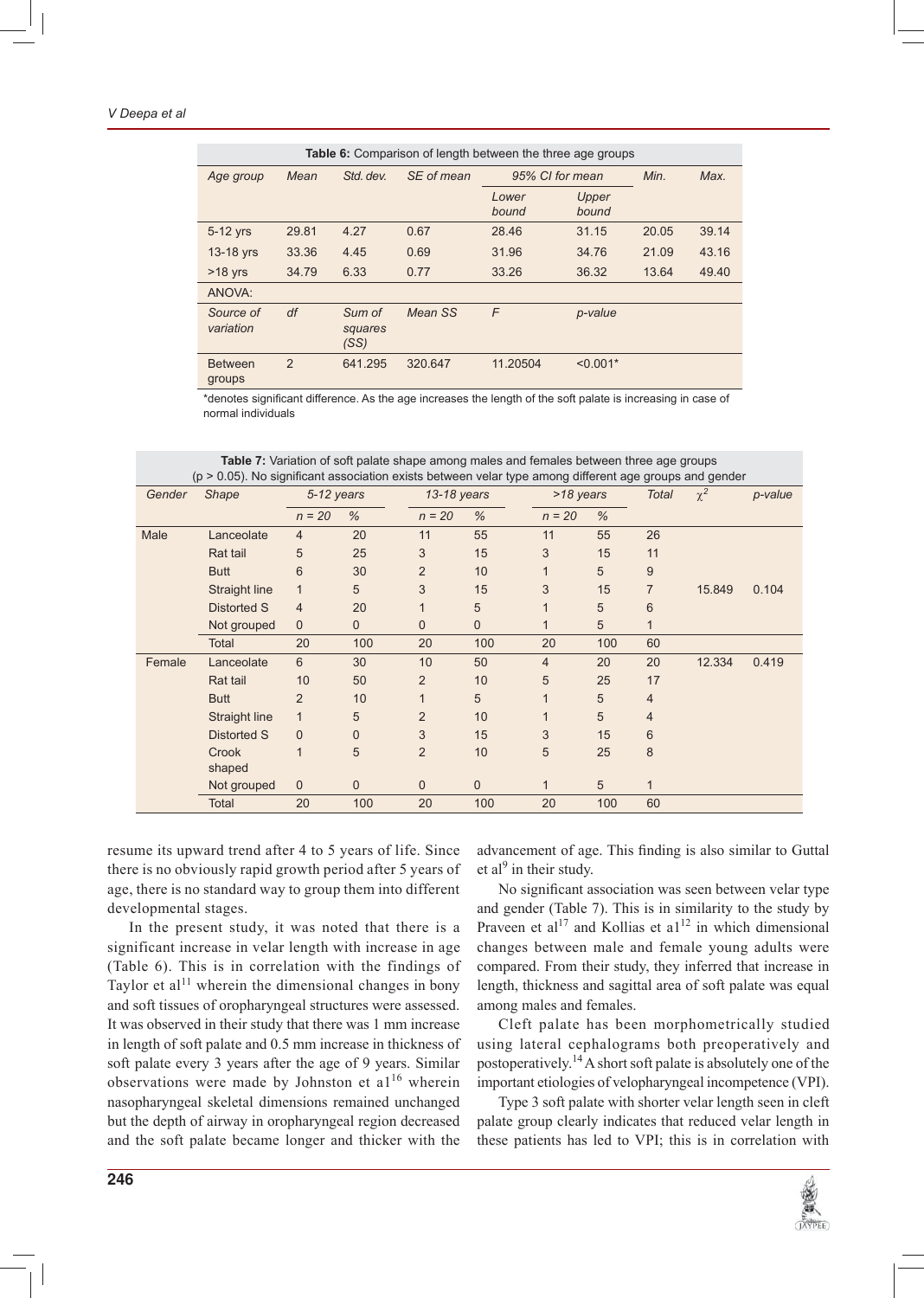**Table 6:** Comparison of length between the three age groups

| Age group | Mean | Std. dev. | SE of mean | 95% CI for mean | | Min. | Max. |
|---|---|---|---|---|---|---|---|
| | | | | Lower bound | Upper bound | | |
| 5-12 yrs | 29.81 | 4.27 | 0.67 | 28.46 | 31.15 | 20.05 | 39.14 |
| 13-18 yrs | 33.36 | 4.45 | 0.69 | 31.96 | 34.76 | 21.09 | 43.16 |
| >18 yrs | 34.79 | 6.33 | 0.77 | 33.26 | 36.32 | 13.64 | 49.40 |
| ANOVA: | | | | | | | |
| Source of variation | df | Sum of squares (SS) | Mean SS | F | p-value | | |
| Between groups | 2 | 641.295 | 320.647 | 11.20504 | <0.001* | | |

*denotes significant difference. As the age increases the length of the soft palate is increasing in case of normal individuals

**Table 7:** Variation of soft palate shape among males and females between three age groups ($p > 0.05$). No significant association exists between velar type among different age groups and gender

| Gender | Shape | 5-12 years | | 13-18 years | | >18 years | | Total | $\chi^2$ | p-value |
|---|---|---|---|---|---|---|---|---|---|---|
| | | n = 20 | % | n = 20 | % | n = 20 | % | | | |
| Male | Lanceolate | 4 | 20 | 11 | 55 | 11 | 55 | 26 | | |
| | Rat tail | 5 | 25 | 3 | 15 | 3 | 15 | 11 | | |
| | Butt | 6 | 30 | 2 | 10 | 1 | 5 | 9 | | |
| | Straight line | 1 | 5 | 3 | 15 | 3 | 15 | 7 | 15.849 | 0.104 |
| | Distorted S | 4 | 20 | 1 | 5 | 1 | 5 | 6 | | |
| | Not grouped | 0 | 0 | 0 | 0 | 1 | 5 | 1 | | |
| | Total | 20 | 100 | 20 | 100 | 20 | 100 | 60 | | |
| Female | Lanceolate | 6 | 30 | 10 | 50 | 4 | 20 | 20 | 12.334 | 0.419 |
| | Rat tail | 10 | 50 | 2 | 10 | 5 | 25 | 17 | | |
| | Butt | 2 | 10 | 1 | 5 | 1 | 5 | 4 | | |
| | Straight line | 1 | 5 | 2 | 10 | 1 | 5 | 4 | | |
| | Distorted S | 0 | 0 | 3 | 15 | 3 | 15 | 6 | | |
| | Crook shaped | 1 | 5 | 2 | 10 | 5 | 25 | 8 | | |
| | Not grouped | 0 | 0 | 0 | 0 | 1 | 5 | 1 | | |
| | Total | 20 | 100 | 20 | 100 | 20 | 100 | 60 | | |

resume its upward trend after 4 to 5 years of life. Since there is no obviously rapid growth period after 5 years of age, there is no standard way to group them into different developmental stages.

In the present study, it was noted that there is a significant increase in velar length with increase in age (Table 6). This is in correlation with the findings of Taylor et al[11] wherein the dimensional changes in bony and soft tissues of oropharyngeal structures were assessed. It was observed in their study that there was 1 mm increase in length of soft palate and 0.5 mm increase in thickness of soft palate every 3 years after the age of 9 years. Similar observations were made by Johnston et al[16] wherein nasopharyngeal skeletal dimensions remained unchanged but the depth of airway in oropharyngeal region decreased and the soft palate became longer and thicker with the advancement of age. This finding is also similar to Guttal et al[9] in their study.

No significant association was seen between velar type and gender (Table 7). This is in similarity to the study by Praveen et al[17] and Kollias et al[12] in which dimensional changes between male and female young adults were compared. From their study, they inferred that increase in length, thickness and sagittal area of soft palate was equal among males and females.

Cleft palate has been morphometrically studied using lateral cephalograms both preoperatively and postoperatively.[14] A short soft palate is absolutely one of the important etiologies of velopharyngeal incompetence (VPI).

Type 3 soft palate with shorter velar length seen in cleft palate group clearly indicates that reduced velar length in these patients has led to VPI; this is in correlation with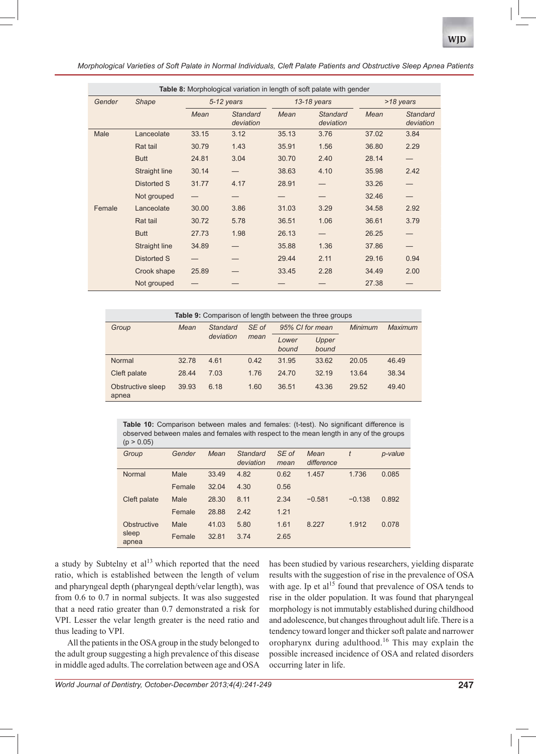**Table 8:** Morphological variation in length of soft palate with gender

| Gender | Shape | 5-12 years | | 13-18 years | | >18 years | |
|---|---|---|---|---|---|---|---|
| | | Mean | Standard deviation | Mean | Standard deviation | Mean | Standard deviation |
| Male | Lanceolate | 33.15 | 3.12 | 35.13 | 3.76 | 37.02 | 3.84 |
| | Rat tail | 30.79 | 1.43 | 35.91 | 1.56 | 36.80 | 2.29 |
| | Butt | 24.81 | 3.04 | 30.70 | 2.40 | 28.14 | — |
| | Straight line | 30.14 | — | 38.63 | 4.10 | 35.98 | 2.42 |
| | Distorted S | 31.77 | 4.17 | 28.91 | — | 33.26 | — |
| | Not grouped | — | — | — | — | 32.46 | — |
| Female | Lanceolate | 30.00 | 3.86 | 31.03 | 3.29 | 34.58 | 2.92 |
| | Rat tail | 30.72 | 5.78 | 36.51 | 1.06 | 36.61 | 3.79 |
| | Butt | 27.73 | 1.98 | 26.13 | — | 26.25 | — |
| | Straight line | 34.89 | — | 35.88 | 1.36 | 37.86 | — |
| | Distorted S | — | — | 29.44 | 2.11 | 29.16 | 0.94 |
| | Crook shape | 25.89 | — | 33.45 | 2.28 | 34.49 | 2.00 |
| | Not grouped | — | — | — | — | 27.38 | — |

**Table 9:** Comparison of length between the three groups

| Group | Mean | Standard deviation | SE of mean | 95% CI for mean | | Minimum | Maximum |
|---|---|---|---|---|---|---|---|
| | | | | Lower bound | Upper bound | | |
| Normal | 32.78 | 4.61 | 0.42 | 31.95 | 33.62 | 20.05 | 46.49 |
| Cleft palate | 28.44 | 7.03 | 1.76 | 24.70 | 32.19 | 13.64 | 38.34 |
| Obstructive sleep apnea | 39.93 | 6.18 | 1.60 | 36.51 | 43.36 | 29.52 | 49.40 |

**Table 10:** Comparison between males and females: (t-test). No significant difference is observed between males and females with respect to the mean length in any of the groups ($p > 0.05$)

| Group | Gender | Mean | Standard deviation | SE of mean | Mean difference | t | p-value |
|---|---|---|---|---|---|---|---|
| Normal | Male | 33.49 | 4.82 | 0.62 | 1.457 | 1.736 | 0.085 |
| | Female | 32.04 | 4.30 | 0.56 | | | |
| Cleft palate | Male | 28.30 | 8.11 | 2.34 | −0.581 | −0.138 | 0.892 |
| | Female | 28.88 | 2.42 | 1.21 | | | |
| Obstructive sleep apnea | Male | 41.03 | 5.80 | 1.61 | 8.227 | 1.912 | 0.078 |
| | Female | 32.81 | 3.74 | 2.65 | | | |

a study by Subtelny et al[13] which reported that the need ratio, which is established between the length of velum and pharyngeal depth (pharyngeal depth/velar length), was from 0.6 to 0.7 in normal subjects. It was also suggested that a need ratio greater than 0.7 demonstrated a risk for VPI. Lesser the velar length greater is the need ratio and thus leading to VPI.

All the patients in the OSA group in the study belonged to the adult group suggesting a high prevalence of this disease in middle aged adults. The correlation between age and OSA has been studied by various researchers, yielding disparate results with the suggestion of rise in the prevalence of OSA with age. Ip et al[15] found that prevalence of OSA tends to rise in the older population. It was found that pharyngeal morphology is not immutably established during childhood and adolescence, but changes throughout adult life. There is a tendency toward longer and thicker soft palate and narrower oropharynx during adulthood.[16] This may explain the possible increased incidence of OSA and related disorders occurring later in life.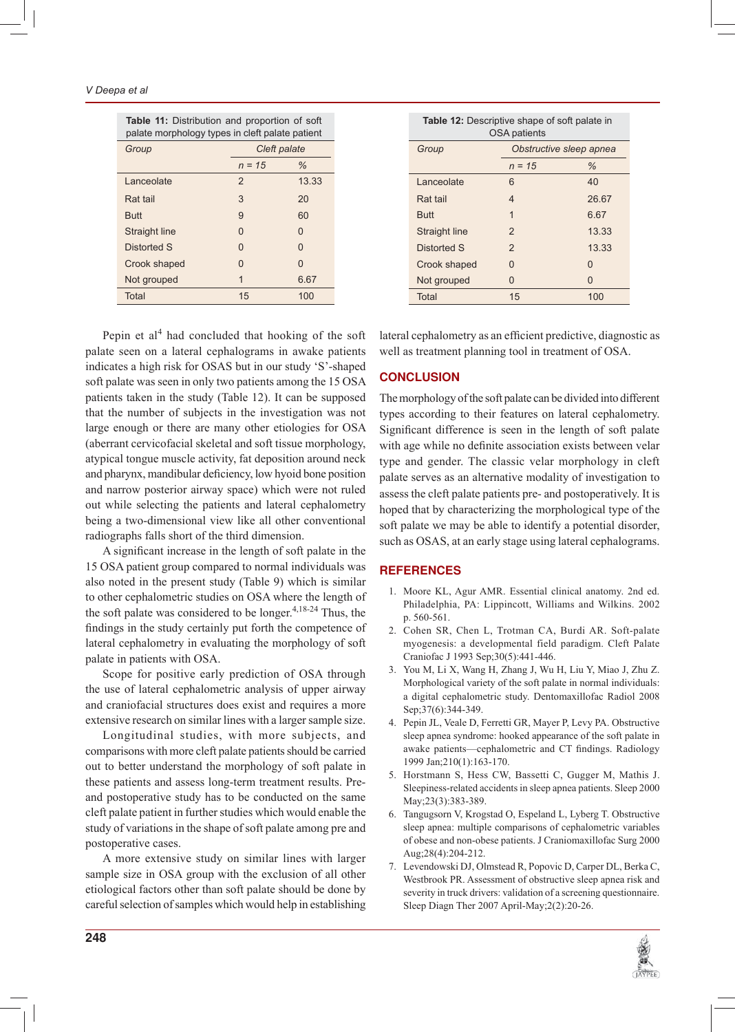**Table 11:** Distribution and proportion of soft palate morphology types in cleft palate patient

| Group | Cleft palate | |
|---|---|---|
| | *n = 15* | *%* |
| Lanceolate | 2 | 13.33 |
| Rat tail | 3 | 20 |
| Butt | 9 | 60 |
| Straight line | 0 | 0 |
| Distorted S | 0 | 0 |
| Crook shaped | 0 | 0 |
| Not grouped | 1 | 6.67 |
| Total | 15 | 100 |

**Table 12:** Descriptive shape of soft palate in OSA patients

| Group | Obstructive sleep apnea | |
|---|---|---|
| | *n = 15* | *%* |
| Lanceolate | 6 | 40 |
| Rat tail | 4 | 26.67 |
| Butt | 1 | 6.67 |
| Straight line | 2 | 13.33 |
| Distorted S | 2 | 13.33 |
| Crook shaped | 0 | 0 |
| Not grouped | 0 | 0 |
| Total | 15 | 100 |

Pepin et al[4] had concluded that hooking of the soft palate seen on a lateral cephalograms in awake patients indicates a high risk for OSAS but in our study 'S'-shaped soft palate was seen in only two patients among the 15 OSA patients taken in the study (Table 12). It can be supposed that the number of subjects in the investigation was not large enough or there are many other etiologies for OSA (aberrant cervicofacial skeletal and soft tissue morphology, atypical tongue muscle activity, fat deposition around neck and pharynx, mandibular deficiency, low hyoid bone position and narrow posterior airway space) which were not ruled out while selecting the patients and lateral cephalometry being a two-dimensional view like all other conventional radiographs falls short of the third dimension.

A significant increase in the length of soft palate in the 15 OSA patient group compared to normal individuals was also noted in the present study (Table 9) which is similar to other cephalometric studies on OSA where the length of the soft palate was considered to be longer.[4,18-24] Thus, the findings in the study certainly put forth the competence of lateral cephalometry in evaluating the morphology of soft palate in patients with OSA.

Scope for positive early prediction of OSA through the use of lateral cephalometric analysis of upper airway and craniofacial structures does exist and requires a more extensive research on similar lines with a larger sample size.

Longitudinal studies, with more subjects, and comparisons with more cleft palate patients should be carried out to better understand the morphology of soft palate in these patients and assess long-term treatment results. Pre- and postoperative study has to be conducted on the same cleft palate patient in further studies which would enable the study of variations in the shape of soft palate among pre and postoperative cases.

A more extensive study on similar lines with larger sample size in OSA group with the exclusion of all other etiological factors other than soft palate should be done by careful selection of samples which would help in establishing lateral cephalometry as an efficient predictive, diagnostic as well as treatment planning tool in treatment of OSA.

## CONCLUSION

The morphology of the soft palate can be divided into different types according to their features on lateral cephalometry. Significant difference is seen in the length of soft palate with age while no definite association exists between velar type and gender. The classic velar morphology in cleft palate serves as an alternative modality of investigation to assess the cleft palate patients pre- and postoperatively. It is hoped that by characterizing the morphological type of the soft palate we may be able to identify a potential disorder, such as OSAS, at an early stage using lateral cephalograms.

## REFERENCES

1. Moore KL, Agur AMR. Essential clinical anatomy. 2nd ed. Philadelphia, PA: Lippincott, Williams and Wilkins. 2002 p. 560-561.
2. Cohen SR, Chen L, Trotman CA, Burdi AR. Soft-palate myogenesis: a developmental field paradigm. Cleft Palate Craniofac J 1993 Sep;30(5):441-446.
3. You M, Li X, Wang H, Zhang J, Wu H, Liu Y, Miao J, Zhu Z. Morphological variety of the soft palate in normal individuals: a digital cephalometric study. Dentomaxillofac Radiol 2008 Sep;37(6):344-349.
4. Pepin JL, Veale D, Ferretti GR, Mayer P, Levy PA. Obstructive sleep apnea syndrome: hooked appearance of the soft palate in awake patients—cephalometric and CT findings. Radiology 1999 Jan;210(1):163-170.
5. Horstmann S, Hess CW, Bassetti C, Gugger M, Mathis J. Sleepiness-related accidents in sleep apnea patients. Sleep 2000 May;23(3):383-389.
6. Tangugsorn V, Krogstad O, Espeland L, Lyberg T. Obstructive sleep apnea: multiple comparisons of cephalometric variables of obese and non-obese patients. J Craniomaxillofac Surg 2000 Aug;28(4):204-212.
7. Levendowski DJ, Olmstead R, Popovic D, Carper DL, Berka C, Westbrook PR. Assessment of obstructive sleep apnea risk and severity in truck drivers: validation of a screening questionnaire. Sleep Diagn Ther 2007 April-May;2(2):20-26.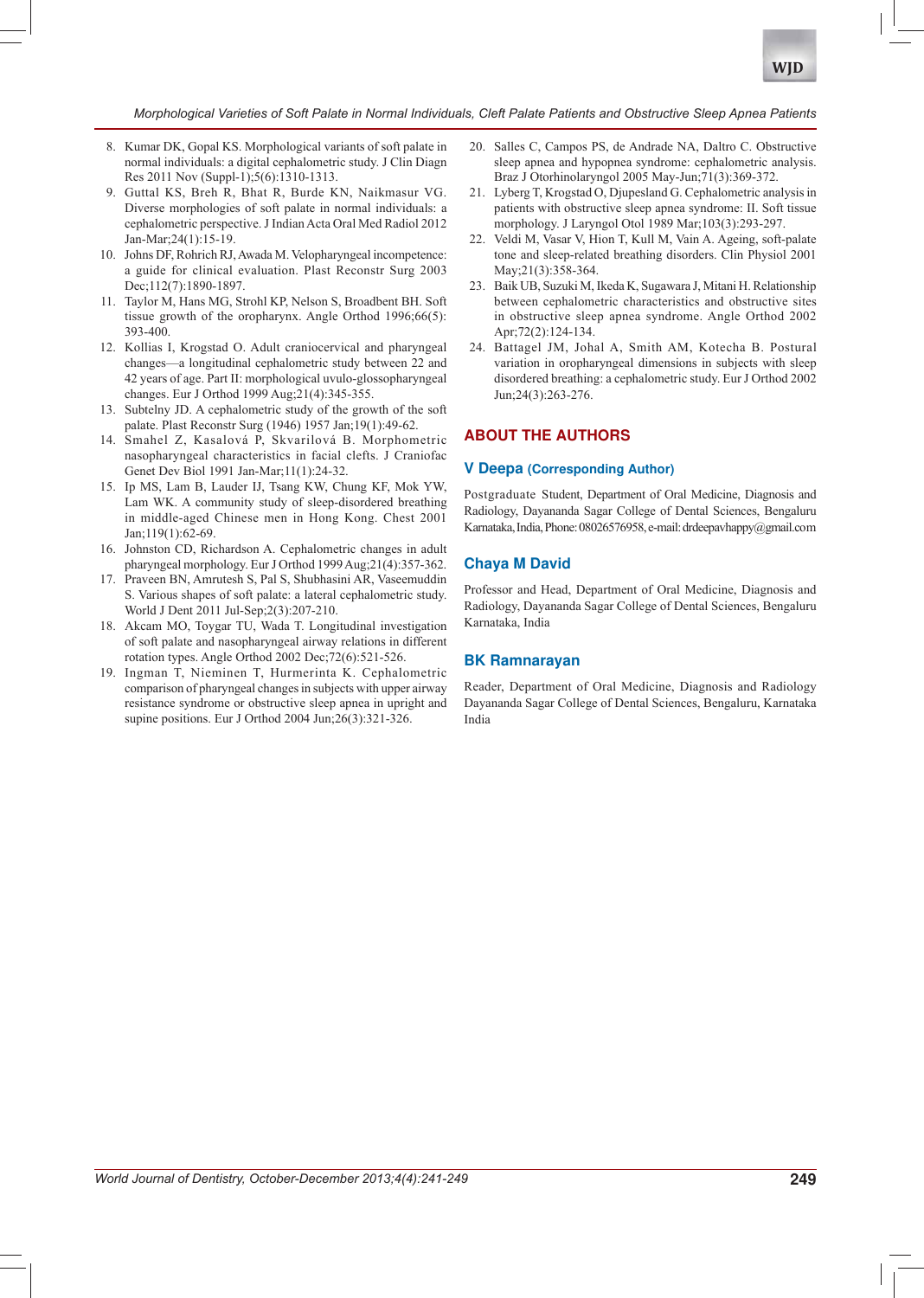8. Kumar DK, Gopal KS. Morphological variants of soft palate in normal individuals: a digital cephalometric study. J Clin Diagn Res 2011 Nov (Suppl-1);5(6):1310-1313.
9. Guttal KS, Breh R, Bhat R, Burde KN, Naikmasur VG. Diverse morphologies of soft palate in normal individuals: a cephalometric perspective. J Indian Acta Oral Med Radiol 2012 Jan-Mar;24(1):15-19.
10. Johns DF, Rohrich RJ, Awada M. Velopharyngeal incompetence: a guide for clinical evaluation. Plast Reconstr Surg 2003 Dec;112(7):1890-1897.
11. Taylor M, Hans MG, Strohl KP, Nelson S, Broadbent BH. Soft tissue growth of the oropharynx. Angle Orthod 1996;66(5): 393-400.
12. Kollias I, Krogstad O. Adult craniocervical and pharyngeal changes—a longitudinal cephalometric study between 22 and 42 years of age. Part II: morphological uvulo-glossopharyngeal changes. Eur J Orthod 1999 Aug;21(4):345-355.
13. Subtelny JD. A cephalometric study of the growth of the soft palate. Plast Reconstr Surg (1946) 1957 Jan;19(1):49-62.
14. Smahel Z, Kasalová P, Skvarilová B. Morphometric nasopharyngeal characteristics in facial clefts. J Craniofac Genet Dev Biol 1991 Jan-Mar;11(1):24-32.
15. Ip MS, Lam B, Lauder IJ, Tsang KW, Chung KF, Mok YW, Lam WK. A community study of sleep-disordered breathing in middle-aged Chinese men in Hong Kong. Chest 2001 Jan;119(1):62-69.
16. Johnston CD, Richardson A. Cephalometric changes in adult pharyngeal morphology. Eur J Orthod 1999 Aug;21(4):357-362.
17. Praveen BN, Amrutesh S, Pal S, Shubhasini AR, Vaseemuddin S. Various shapes of soft palate: a lateral cephalometric study. World J Dent 2011 Jul-Sep;2(3):207-210.
18. Akcam MO, Toygar TU, Wada T. Longitudinal investigation of soft palate and nasopharyngeal airway relations in different rotation types. Angle Orthod 2002 Dec;72(6):521-526.
19. Ingman T, Nieminen T, Hurmerinta K. Cephalometric comparison of pharyngeal changes in subjects with upper airway resistance syndrome or obstructive sleep apnea in upright and supine positions. Eur J Orthod 2004 Jun;26(3):321-326.
20. Salles C, Campos PS, de Andrade NA, Daltro C. Obstructive sleep apnea and hypopnea syndrome: cephalometric analysis. Braz J Otorhinolaryngol 2005 May-Jun;71(3):369-372.
21. Lyberg T, Krogstad O, Djupesland G. Cephalometric analysis in patients with obstructive sleep apnoea syndrome: II. Soft tissue morphology. J Laryngol Otol 1989 Mar;103(3):293-297.
22. Veldi M, Vasar V, Hion T, Kull M, Vain A. Ageing, soft-palate tone and sleep-related breathing disorders. Clin Physiol 2001 May;21(3):358-364.
23. Baik UB, Suzuki M, Ikeda K, Sugawara J, Mitani H. Relationship between cephalometric characteristics and obstructive sites in obstructive sleep apnea syndrome. Angle Orthod 2002 Apr;72(2):124-134.
24. Battagel JM, Johal A, Smith AM, Kotecha B. Postural variation in oropharyngeal dimensions in subjects with sleep disordered breathing: a cephalometric study. Eur J Orthod 2002 Jun;24(3):263-276.

## ABOUT THE AUTHORS

### V Deepa (Corresponding Author)

Postgraduate Student, Department of Oral Medicine, Diagnosis and Radiology, Dayananda Sagar College of Dental Sciences, Bengaluru Karnataka, India, Phone: 08026576958, e-mail: drdeepavhappy@gmail.com

### Chaya M David

Professor and Head, Department of Oral Medicine, Diagnosis and Radiology, Dayananda Sagar College of Dental Sciences, Bengaluru Karnataka, India

### BK Ramnarayan

Reader, Department of Oral Medicine, Diagnosis and Radiology Dayananda Sagar College of Dental Sciences, Bengaluru, Karnataka India